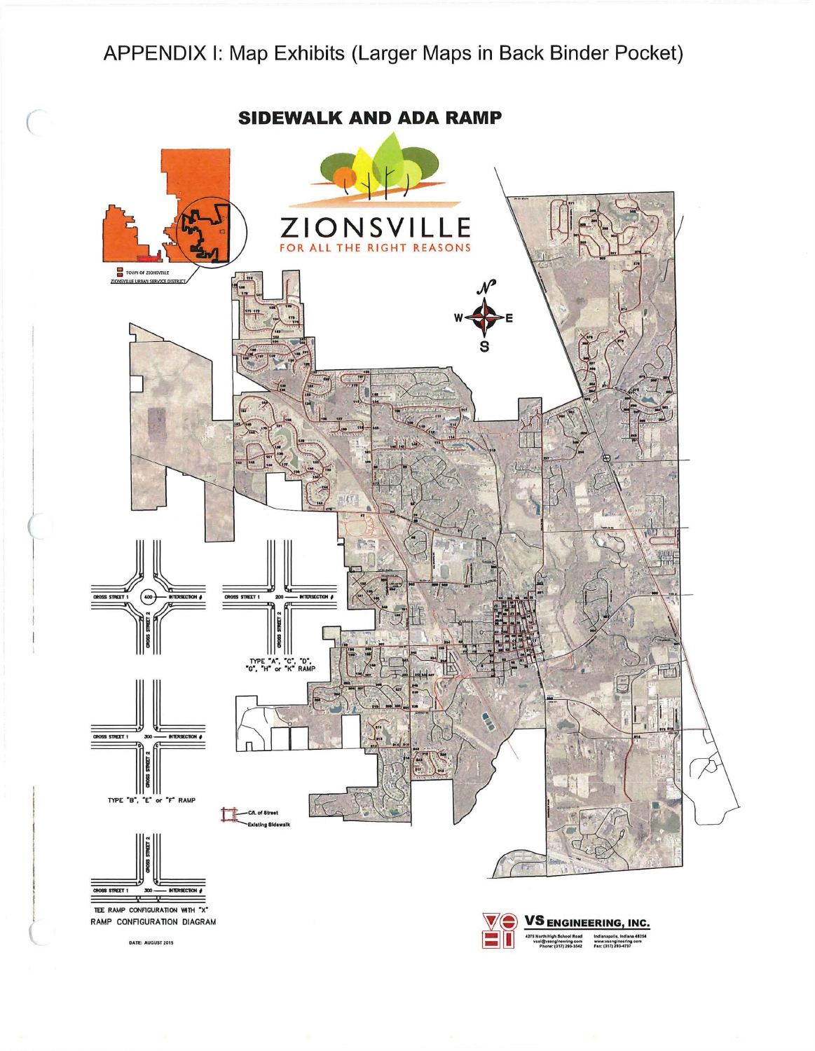# APPENDIX I: Map Exhibits (Larger Maps in Back Binder Pocket)

## SIDEWALK AND ADA RAMP

ZIONSVILLE

FOR ALL THE RIGHT REASONS

TOWN OF ZIONSVILLE

ZIONSVILLE URBAN SERVICE DISTRICT

CROSS STREET 1 — 400 — INTERSECTION #

CROSS STREET 2

CROSS STREET 1 — 200 — INTERSECTION #

CROSS STREET 2

TYPE "A", "C", "D", "G", "H" or "K" RAMP

CROSS STREET 1 — 300 — INTERSECTION #

CROSS STREET 2

TYPE "B", "E" or "F" RAMP

CROSS STREET 2

CROSS STREET 1 — 300 — INTERSECTION #

TEE RAMP CONFIGURATION WITH "X"

RAMP CONFIGURATION DIAGRAM

C/L of Street

Existing Sidewalk

DATE: AUGUST 2015

**VS ENGINEERING, INC.**

4275 North High School Road, Indianapolis, Indiana 46254

vsei@vsengineering.com | www.vsengineering.com

Phone: (317) 293-3542 | Fax: (317) 293-4737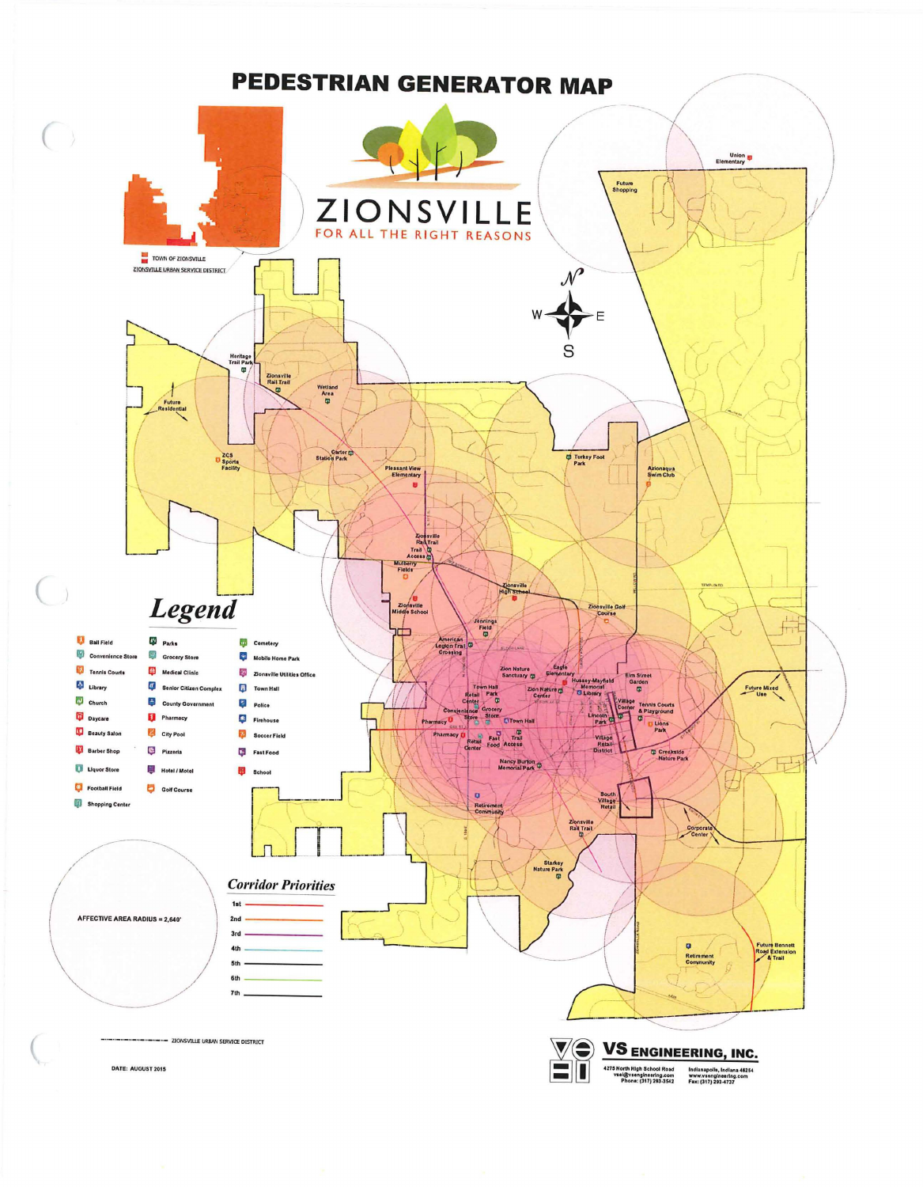# PEDESTRIAN GENERATOR MAP

ZIONSVILLE
FOR ALL THE RIGHT REASONS

TOWN OF ZIONSVILLE
ZIONSVILLE URBAN SERVICE DISTRICT

N
W E
S

Union Elementary
Future Shopping
Heritage Trail Park
Zionsville Rail Trail
Wetland Area
Future Residential
ZCS Sports Facility
Carter Station Park
Pleasant View Elementary
Turkey Foot Park
Azionaqua Swim Club
Zionsville Rail Trail
Trail Access
Mulberry Fields
Zionsville High School
Zionsville Middle School
Jennings Field
Zionsville Golf Course
American Legion Trail Crossing
Zion Nature Sanctuary
Eagle Elementary
Hussey-Mayfield Memorial Library
Elm Street Garden
Town Hall
Retail Center
Park
Zion Nature Center
Village Corner
Tennis Courts & Playground
Future Mixed Use
Convenience Store
Grocery Store
Town Hall
Lincoln Park
Lions Park
Pharmacy
Pharmacy
Retail Center
Fast Food
Trail Access
Village Retail District
Creekside Nature Park
Nancy Burton Memorial Park
Retirement Community
South Village Retail
Zionsville Rail Trail
Corporate Center
Starkey Nature Park
Retirement Community
Future Bennett Road Extension & Trail

## Legend

- Ball Field
- Convenience Store
- Tennis Courts
- Library
- Church
- Daycare
- Beauty Salon
- Barber Shop
- Liquor Store
- Football Field
- Shopping Center
- Parks
- Grocery Store
- Medical Clinic
- Senior Citizen Complex
- County Government
- Pharmacy
- City Pool
- Pizzeria
- Hotel / Motel
- Golf Course
- Cemetery
- Mobile Home Park
- Zionsville Utilities Office
- Town Hall
- Police
- Firehouse
- Soccer Field
- Fast Food
- School

AFFECTIVE AREA RADIUS = 2,640'

## Corridor Priorities

- 1st
- 2nd
- 3rd
- 4th
- 5th
- 6th
- 7th

ZIONSVILLE URBAN SERVICE DISTRICT

DATE: AUGUST 2015

VS ENGINEERING, INC.
4275 North High School Road
vsei@vsengineering.com
Phone: (317) 293-3542
Indianapolis, Indiana 46254
www.vsengineering.com
Fax: (317) 293-4737